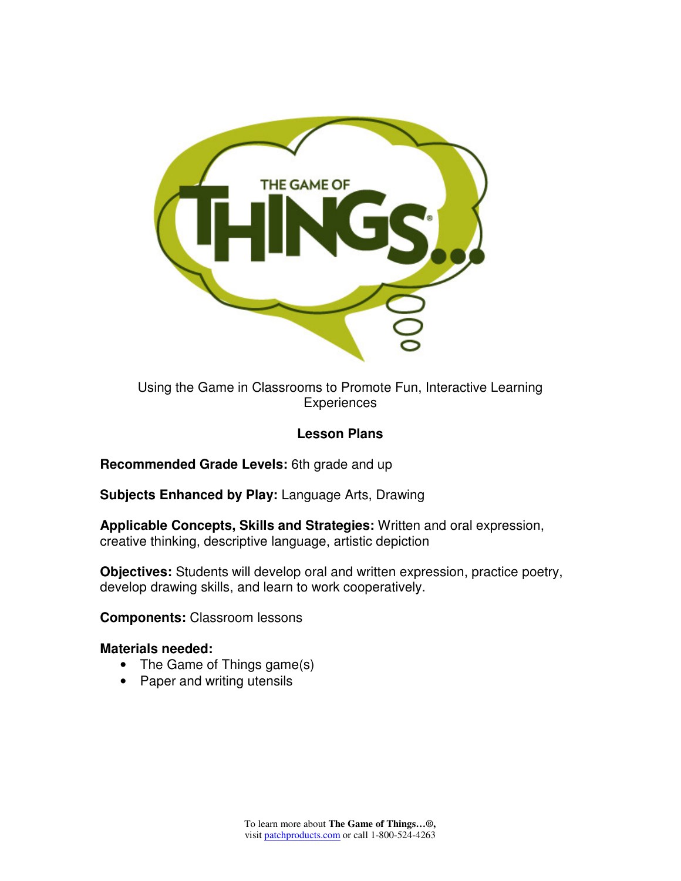# THE GAME OF THINGS...

Using the Game in Classrooms to Promote Fun, Interactive Learning Experiences

**Lesson Plans**

**Recommended Grade Levels:** 6th grade and up

**Subjects Enhanced by Play:** Language Arts, Drawing

**Applicable Concepts, Skills and Strategies:** Written and oral expression, creative thinking, descriptive language, artistic depiction

**Objectives:** Students will develop oral and written expression, practice poetry, develop drawing skills, and learn to work cooperatively.

**Components:** Classroom lessons

**Materials needed:**

- The Game of Things game(s)
- Paper and writing utensils

To learn more about **The Game of Things…®,** visit [patchproducts.com](patchproducts.com) or call 1-800-524-4263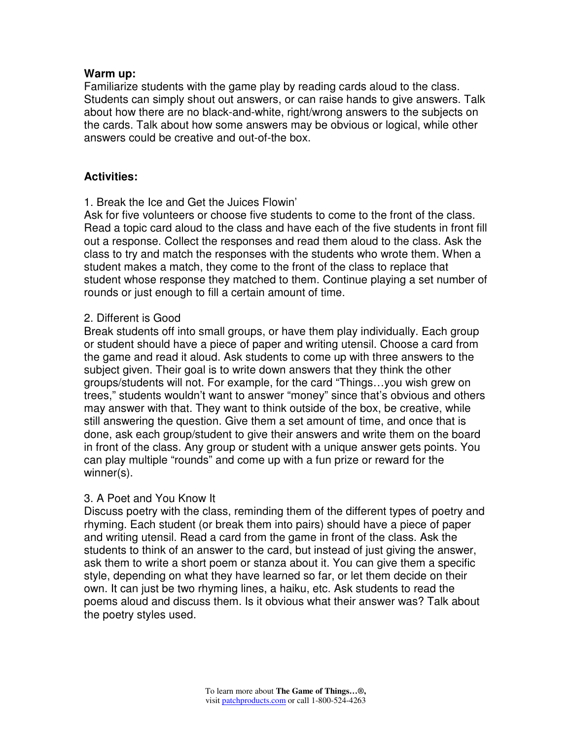**Warm up:**
Familiarize students with the game play by reading cards aloud to the class. Students can simply shout out answers, or can raise hands to give answers. Talk about how there are no black-and-white, right/wrong answers to the subjects on the cards. Talk about how some answers may be obvious or logical, while other answers could be creative and out-of-the box.

**Activities:**

1. Break the Ice and Get the Juices Flowin'
Ask for five volunteers or choose five students to come to the front of the class. Read a topic card aloud to the class and have each of the five students in front fill out a response. Collect the responses and read them aloud to the class. Ask the class to try and match the responses with the students who wrote them. When a student makes a match, they come to the front of the class to replace that student whose response they matched to them. Continue playing a set number of rounds or just enough to fill a certain amount of time.

2. Different is Good
Break students off into small groups, or have them play individually. Each group or student should have a piece of paper and writing utensil. Choose a card from the game and read it aloud. Ask students to come up with three answers to the subject given. Their goal is to write down answers that they think the other groups/students will not. For example, for the card "Things…you wish grew on trees," students wouldn't want to answer "money" since that's obvious and others may answer with that. They want to think outside of the box, be creative, while still answering the question. Give them a set amount of time, and once that is done, ask each group/student to give their answers and write them on the board in front of the class. Any group or student with a unique answer gets points. You can play multiple "rounds" and come up with a fun prize or reward for the winner(s).

3. A Poet and You Know It
Discuss poetry with the class, reminding them of the different types of poetry and rhyming. Each student (or break them into pairs) should have a piece of paper and writing utensil. Read a card from the game in front of the class. Ask the students to think of an answer to the card, but instead of just giving the answer, ask them to write a short poem or stanza about it. You can give them a specific style, depending on what they have learned so far, or let them decide on their own. It can just be two rhyming lines, a haiku, etc. Ask students to read the poems aloud and discuss them. Is it obvious what their answer was? Talk about the poetry styles used.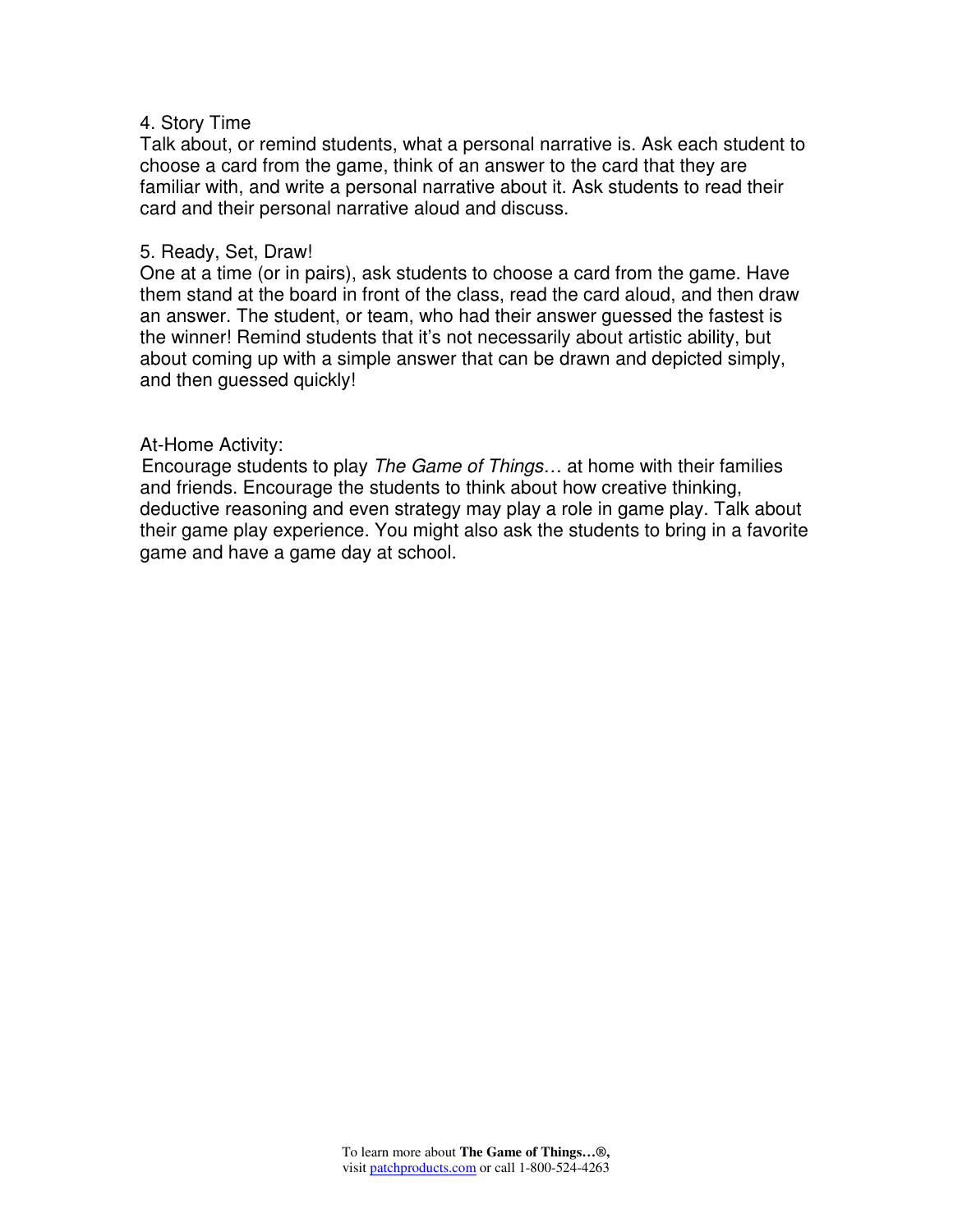4. Story Time

Talk about, or remind students, what a personal narrative is. Ask each student to choose a card from the game, think of an answer to the card that they are familiar with, and write a personal narrative about it. Ask students to read their card and their personal narrative aloud and discuss.

5. Ready, Set, Draw!

One at a time (or in pairs), ask students to choose a card from the game. Have them stand at the board in front of the class, read the card aloud, and then draw an answer. The student, or team, who had their answer guessed the fastest is the winner! Remind students that it's not necessarily about artistic ability, but about coming up with a simple answer that can be drawn and depicted simply, and then guessed quickly!

At-Home Activity:

Encourage students to play *The Game of Things…* at home with their families and friends. Encourage the students to think about how creative thinking, deductive reasoning and even strategy may play a role in game play. Talk about their game play experience. You might also ask the students to bring in a favorite game and have a game day at school.

To learn more about **The Game of Things…®,** visit patchproducts.com or call 1-800-524-4263